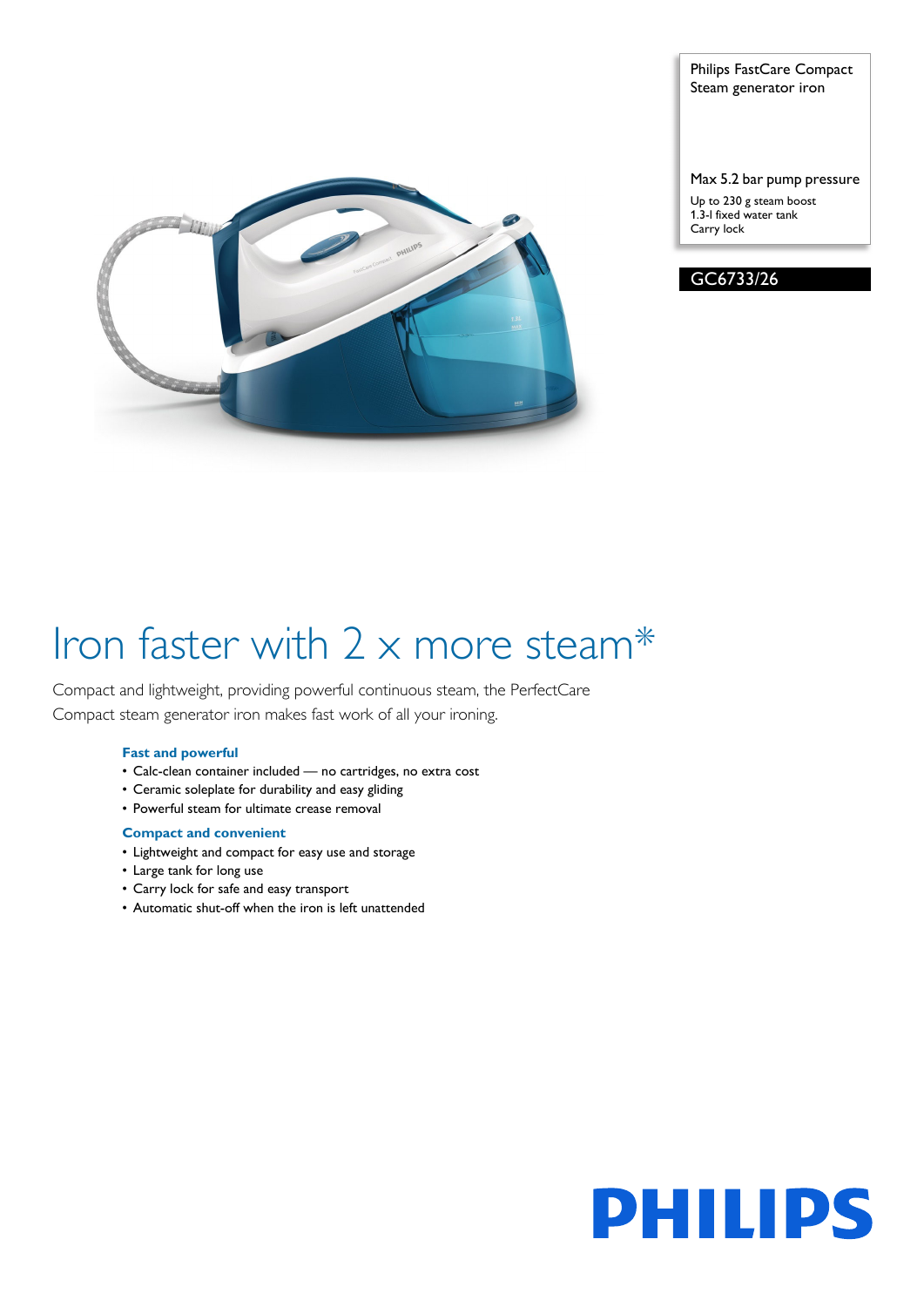Philips FastCare Compact Steam generator iron

Max 5.2 bar pump pressure

Up to 230 g steam boost
1.3-l fixed water tank
Carry lock

GC6733/26

# Iron faster with 2 x more steam*

Compact and lightweight, providing powerful continuous steam, the PerfectCare Compact steam generator iron makes fast work of all your ironing.

### Fast and powerful

- Calc-clean container included — no cartridges, no extra cost
- Ceramic soleplate for durability and easy gliding
- Powerful steam for ultimate crease removal

### Compact and convenient

- Lightweight and compact for easy use and storage
- Large tank for long use
- Carry lock for safe and easy transport
- Automatic shut-off when the iron is left unattended

PHILIPS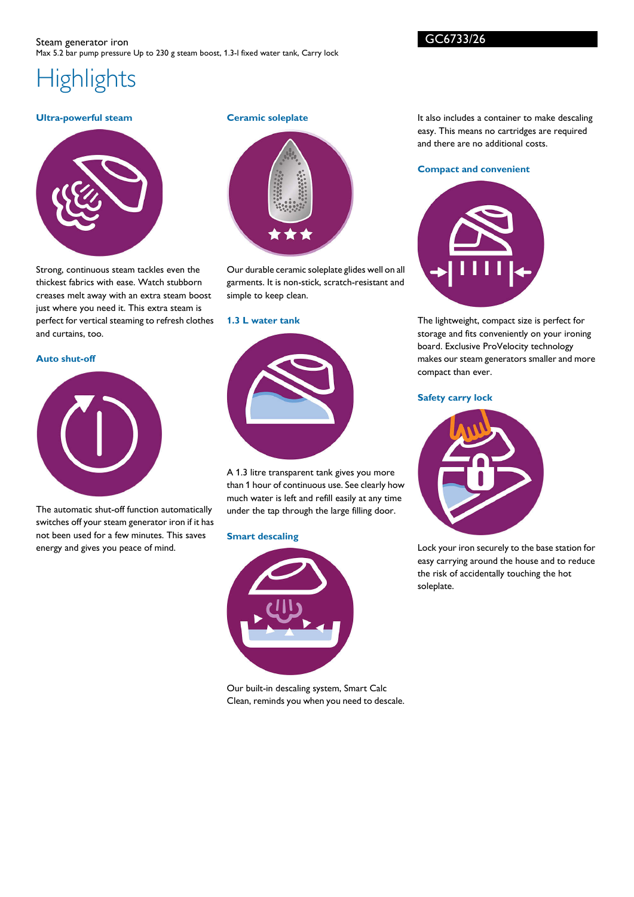Steam generator iron

Max 5.2 bar pump pressure Up to 230 g steam boost, 1.3-l fixed water tank, Carry lock

GC6733/26

# Highlights

### Ultra-powerful steam

Strong, continuous steam tackles even the thickest fabrics with ease. Watch stubborn creases melt away with an extra steam boost just where you need it. This extra steam is perfect for vertical steaming to refresh clothes and curtains, too.

### Auto shut-off

The automatic shut-off function automatically switches off your steam generator iron if it has not been used for a few minutes. This saves energy and gives you peace of mind.

### Ceramic soleplate

Our durable ceramic soleplate glides well on all garments. It is non-stick, scratch-resistant and simple to keep clean.

### 1.3 L water tank

A 1.3 litre transparent tank gives you more than 1 hour of continuous use. See clearly how much water is left and refill easily at any time under the tap through the large filling door.

### Smart descaling

Our built-in descaling system, Smart Calc Clean, reminds you when you need to descale. It also includes a container to make descaling easy. This means no cartridges are required and there are no additional costs.

### Compact and convenient

The lightweight, compact size is perfect for storage and fits conveniently on your ironing board. Exclusive ProVelocity technology makes our steam generators smaller and more compact than ever.

### Safety carry lock

Lock your iron securely to the base station for easy carrying around the house and to reduce the risk of accidentally touching the hot soleplate.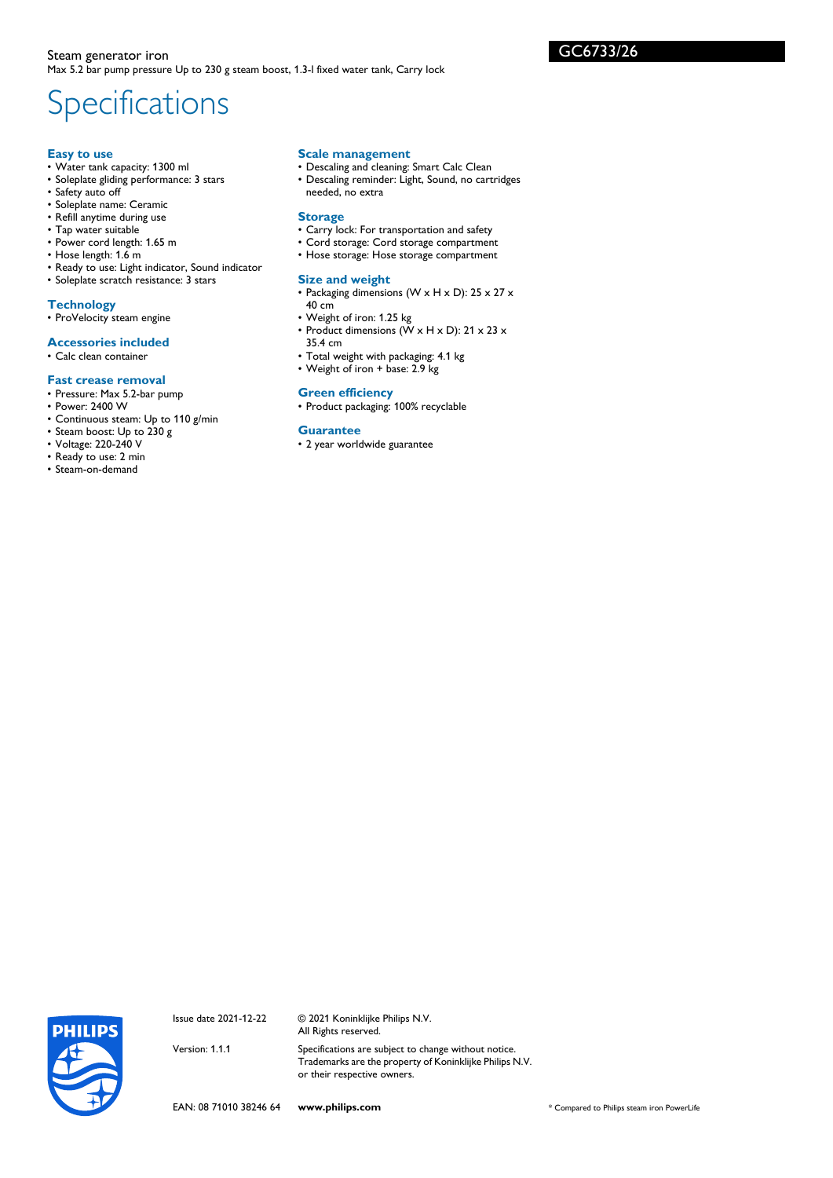Steam generator iron
Max 5.2 bar pump pressure Up to 230 g steam boost, 1.3-l fixed water tank, Carry lock

GC6733/26

# Specifications

### Easy to use

- Water tank capacity: 1300 ml
- Soleplate gliding performance: 3 stars
- Safety auto off
- Soleplate name: Ceramic
- Refill anytime during use
- Tap water suitable
- Power cord length: 1.65 m
- Hose length: 1.6 m
- Ready to use: Light indicator, Sound indicator
- Soleplate scratch resistance: 3 stars

### Technology

- ProVelocity steam engine

### Accessories included

- Calc clean container

### Fast crease removal

- Pressure: Max 5.2-bar pump
- Power: 2400 W
- Continuous steam: Up to 110 g/min
- Steam boost: Up to 230 g
- Voltage: 220-240 V
- Ready to use: 2 min
- Steam-on-demand

### Scale management

- Descaling and cleaning: Smart Calc Clean
- Descaling reminder: Light, Sound, no cartridges needed, no extra

### Storage

- Carry lock: For transportation and safety
- Cord storage: Cord storage compartment
- Hose storage: Hose storage compartment

### Size and weight

- Packaging dimensions (W x H x D): 25 x 27 x 40 cm
- Weight of iron: 1.25 kg
- Product dimensions (W x H x D): 21 x 23 x 35.4 cm
- Total weight with packaging: 4.1 kg
- Weight of iron + base: 2.9 kg

### Green efficiency

- Product packaging: 100% recyclable

### Guarantee

- 2 year worldwide guarantee

Issue date 2021-12-22

Version: 1.1.1

EAN: 08 71010 38246 64

© 2021 Koninklijke Philips N.V.
All Rights reserved.

Specifications are subject to change without notice. Trademarks are the property of Koninklijke Philips N.V. or their respective owners.

**www.philips.com**

* Compared to Philips steam iron PowerLife